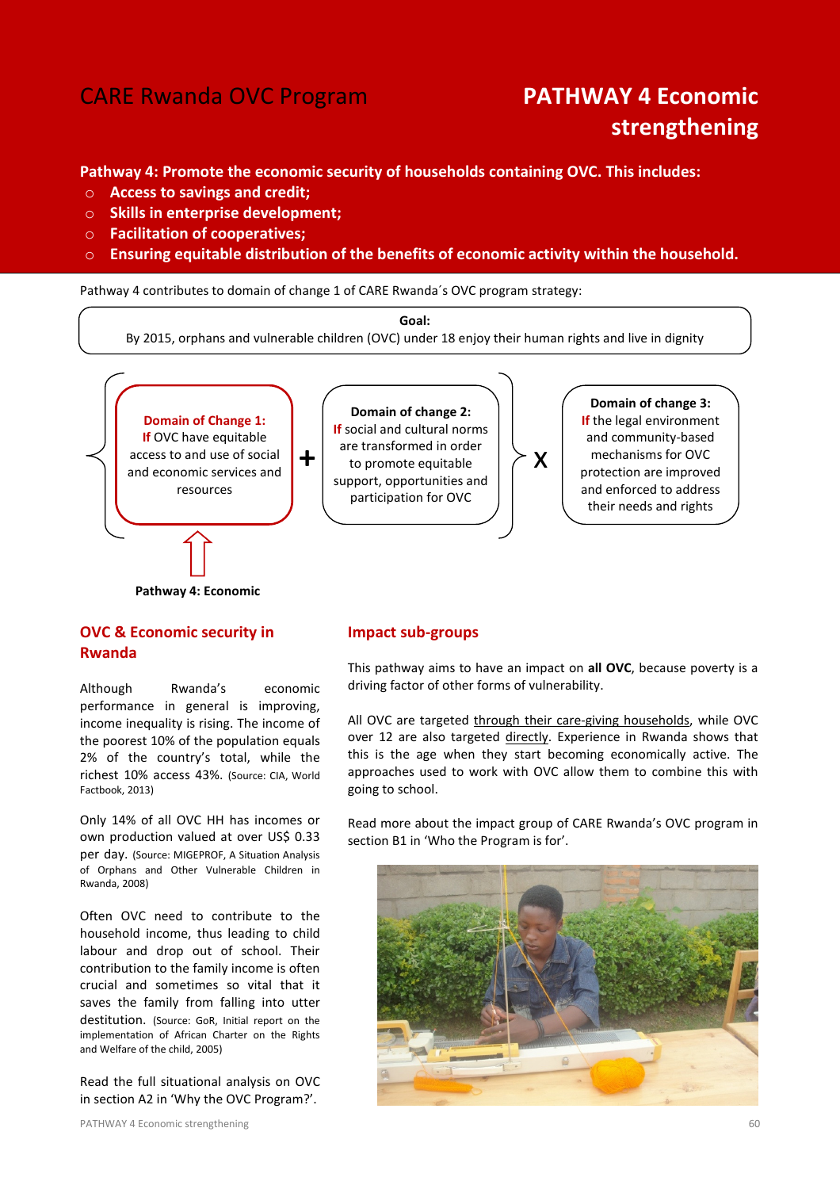# CARE Rwanda OVC Program

# PATHWAY 4 Economic strengthening

**Pathway 4: Promote the economic security of households containing OVC. This includes:**

- **Access to savings and credit;**
- **Skills in enterprise development;**
- **Facilitation of cooperatives;**
- **Ensuring equitable distribution of the benefits of economic activity within the household.**

Pathway 4 contributes to domain of change 1 of CARE Rwanda´s OVC program strategy:

**Goal:**
By 2015, orphans and vulnerable children (OVC) under 18 enjoy their human rights and live in dignity

**Domain of Change 1:**
If OVC have equitable access to and use of social and economic services and resources

+

**Domain of change 2:**
If social and cultural norms are transformed in order to promote equitable support, opportunities and participation for OVC

X

**Domain of change 3:**
If the legal environment and community-based mechanisms for OVC protection are improved and enforced to address their needs and rights

**Pathway 4: Economic**

## OVC & Economic security in Rwanda

Although Rwanda's economic performance in general is improving, income inequality is rising. The income of the poorest 10% of the population equals 2% of the country's total, while the richest 10% access 43%. (Source: CIA, World Factbook, 2013)

Only 14% of all OVC HH has incomes or own production valued at over US$ 0.33 per day. (Source: MIGEPROF, A Situation Analysis of Orphans and Other Vulnerable Children in Rwanda, 2008)

Often OVC need to contribute to the household income, thus leading to child labour and drop out of school. Their contribution to the family income is often crucial and sometimes so vital that it saves the family from falling into utter destitution. (Source: GoR, Initial report on the implementation of African Charter on the Rights and Welfare of the child, 2005)

Read the full situational analysis on OVC in section A2 in 'Why the OVC Program?'.

## Impact sub-groups

This pathway aims to have an impact on **all OVC**, because poverty is a driving factor of other forms of vulnerability.

All OVC are targeted through their care-giving households, while OVC over 12 are also targeted directly. Experience in Rwanda shows that this is the age when they start becoming economically active. The approaches used to work with OVC allow them to combine this with going to school.

Read more about the impact group of CARE Rwanda's OVC program in section B1 in 'Who the Program is for'.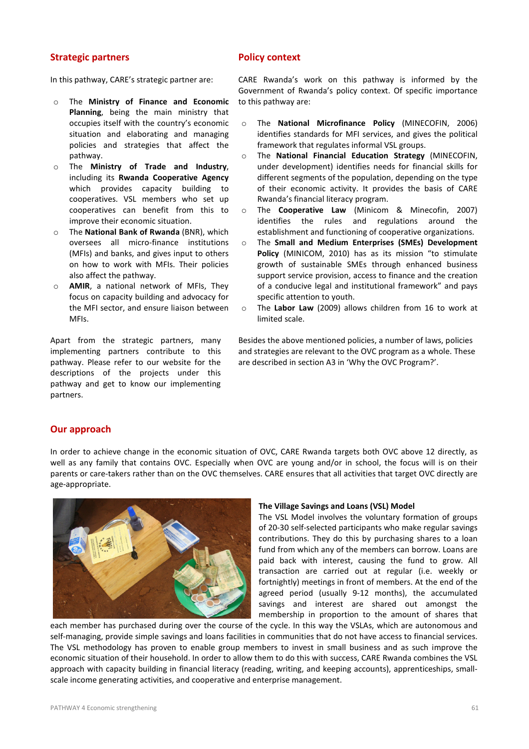## Strategic partners

In this pathway, CARE's strategic partner are:

- The **Ministry of Finance and Economic Planning**, being the main ministry that occupies itself with the country's economic situation and elaborating and managing policies and strategies that affect the pathway.
- The **Ministry of Trade and Industry**, including its **Rwanda Cooperative Agency** which provides capacity building to cooperatives. VSL members who set up cooperatives can benefit from this to improve their economic situation.
- The **National Bank of Rwanda** (BNR), which oversees all micro-finance institutions (MFIs) and banks, and gives input to others on how to work with MFIs. Their policies also affect the pathway.
- **AMIR**, a national network of MFIs, They focus on capacity building and advocacy for the MFI sector, and ensure liaison between MFIs.

Apart from the strategic partners, many implementing partners contribute to this pathway. Please refer to our website for the descriptions of the projects under this pathway and get to know our implementing partners.

## Policy context

CARE Rwanda's work on this pathway is informed by the Government of Rwanda's policy context. Of specific importance to this pathway are:

- The **National Microfinance Policy** (MINECOFIN, 2006) identifies standards for MFI services, and gives the political framework that regulates informal VSL groups.
- The **National Financial Education Strategy** (MINECOFIN, under development) identifies needs for financial skills for different segments of the population, depending on the type of their economic activity. It provides the basis of CARE Rwanda's financial literacy program.
- The **Cooperative Law** (Minicom & Minecofin, 2007) identifies the rules and regulations around the establishment and functioning of cooperative organizations.
- The **Small and Medium Enterprises (SMEs) Development Policy** (MINICOM, 2010) has as its mission "to stimulate growth of sustainable SMEs through enhanced business support service provision, access to finance and the creation of a conducive legal and institutional framework" and pays specific attention to youth.
- The **Labor Law** (2009) allows children from 16 to work at limited scale.

Besides the above mentioned policies, a number of laws, policies and strategies are relevant to the OVC program as a whole. These are described in section A3 in 'Why the OVC Program?'.

## Our approach

In order to achieve change in the economic situation of OVC, CARE Rwanda targets both OVC above 12 directly, as well as any family that contains OVC. Especially when OVC are young and/or in school, the focus will is on their parents or care-takers rather than on the OVC themselves. CARE ensures that all activities that target OVC directly are age-appropriate.

**The Village Savings and Loans (VSL) Model**

The VSL Model involves the voluntary formation of groups of 20-30 self-selected participants who make regular savings contributions. They do this by purchasing shares to a loan fund from which any of the members can borrow. Loans are paid back with interest, causing the fund to grow. All transaction are carried out at regular (i.e. weekly or fortnightly) meetings in front of members. At the end of the agreed period (usually 9-12 months), the accumulated savings and interest are shared out amongst the membership in proportion to the amount of shares that each member has purchased during over the course of the cycle. In this way the VSLAs, which are autonomous and self-managing, provide simple savings and loans facilities in communities that do not have access to financial services. The VSL methodology has proven to enable group members to invest in small business and as such improve the economic situation of their household. In order to allow them to do this with success, CARE Rwanda combines the VSL approach with capacity building in financial literacy (reading, writing, and keeping accounts), apprenticeships, small-scale income generating activities, and cooperative and enterprise management.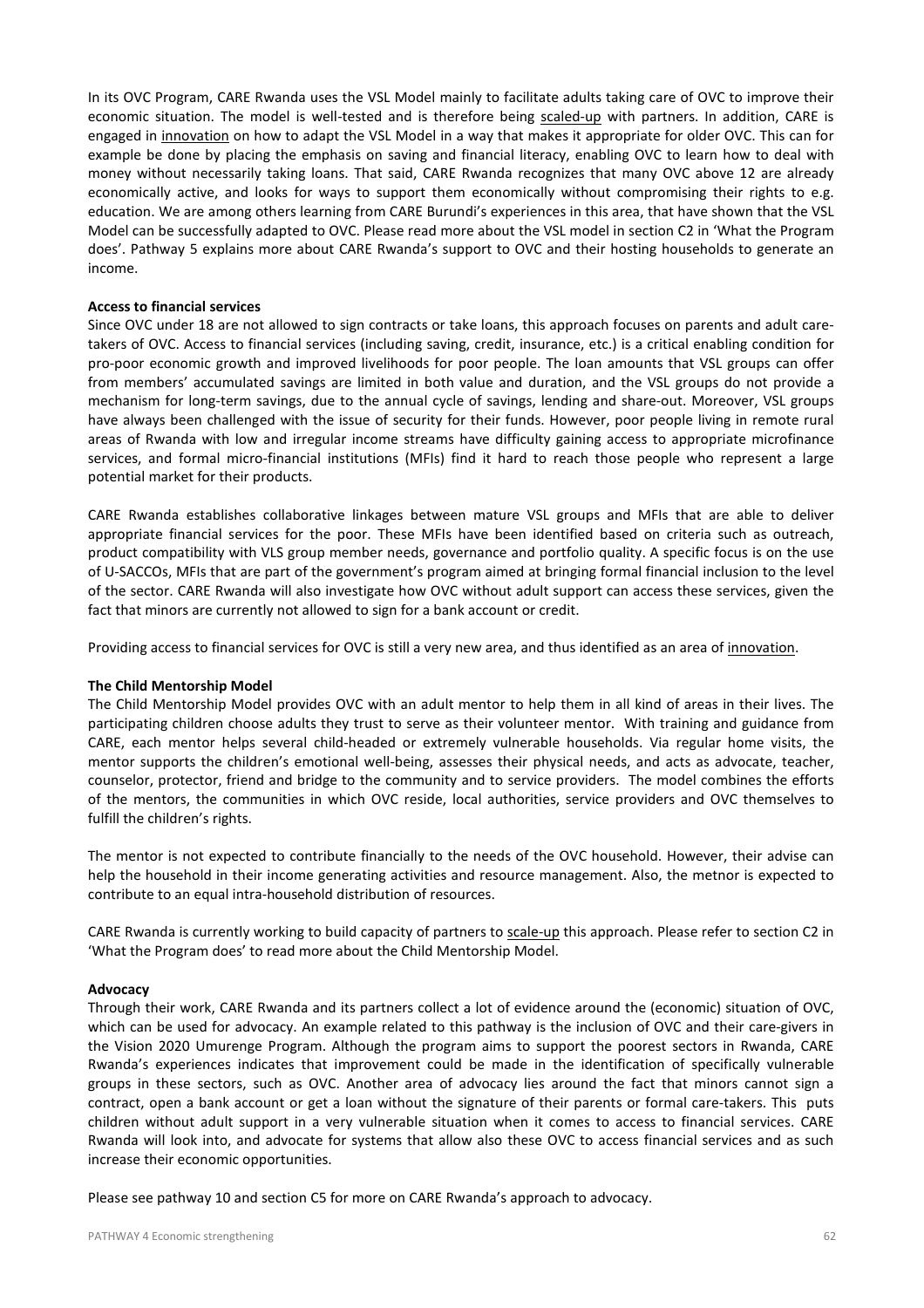In its OVC Program, CARE Rwanda uses the VSL Model mainly to facilitate adults taking care of OVC to improve their economic situation. The model is well-tested and is therefore being scaled-up with partners. In addition, CARE is engaged in innovation on how to adapt the VSL Model in a way that makes it appropriate for older OVC. This can for example be done by placing the emphasis on saving and financial literacy, enabling OVC to learn how to deal with money without necessarily taking loans. That said, CARE Rwanda recognizes that many OVC above 12 are already economically active, and looks for ways to support them economically without compromising their rights to e.g. education. We are among others learning from CARE Burundi's experiences in this area, that have shown that the VSL Model can be successfully adapted to OVC. Please read more about the VSL model in section C2 in 'What the Program does'. Pathway 5 explains more about CARE Rwanda's support to OVC and their hosting households to generate an income.

**Access to financial services**

Since OVC under 18 are not allowed to sign contracts or take loans, this approach focuses on parents and adult care-takers of OVC. Access to financial services (including saving, credit, insurance, etc.) is a critical enabling condition for pro-poor economic growth and improved livelihoods for poor people. The loan amounts that VSL groups can offer from members' accumulated savings are limited in both value and duration, and the VSL groups do not provide a mechanism for long-term savings, due to the annual cycle of savings, lending and share-out. Moreover, VSL groups have always been challenged with the issue of security for their funds. However, poor people living in remote rural areas of Rwanda with low and irregular income streams have difficulty gaining access to appropriate microfinance services, and formal micro-financial institutions (MFIs) find it hard to reach those people who represent a large potential market for their products.

CARE Rwanda establishes collaborative linkages between mature VSL groups and MFIs that are able to deliver appropriate financial services for the poor. These MFIs have been identified based on criteria such as outreach, product compatibility with VLS group member needs, governance and portfolio quality. A specific focus is on the use of U-SACCOs, MFIs that are part of the government's program aimed at bringing formal financial inclusion to the level of the sector. CARE Rwanda will also investigate how OVC without adult support can access these services, given the fact that minors are currently not allowed to sign for a bank account or credit.

Providing access to financial services for OVC is still a very new area, and thus identified as an area of innovation.

**The Child Mentorship Model**

The Child Mentorship Model provides OVC with an adult mentor to help them in all kind of areas in their lives. The participating children choose adults they trust to serve as their volunteer mentor. With training and guidance from CARE, each mentor helps several child-headed or extremely vulnerable households. Via regular home visits, the mentor supports the children's emotional well-being, assesses their physical needs, and acts as advocate, teacher, counselor, protector, friend and bridge to the community and to service providers. The model combines the efforts of the mentors, the communities in which OVC reside, local authorities, service providers and OVC themselves to fulfill the children's rights.

The mentor is not expected to contribute financially to the needs of the OVC household. However, their advise can help the household in their income generating activities and resource management. Also, the metnor is expected to contribute to an equal intra-household distribution of resources.

CARE Rwanda is currently working to build capacity of partners to scale-up this approach. Please refer to section C2 in 'What the Program does' to read more about the Child Mentorship Model.

**Advocacy**

Through their work, CARE Rwanda and its partners collect a lot of evidence around the (economic) situation of OVC, which can be used for advocacy. An example related to this pathway is the inclusion of OVC and their care-givers in the Vision 2020 Umurenge Program. Although the program aims to support the poorest sectors in Rwanda, CARE Rwanda's experiences indicates that improvement could be made in the identification of specifically vulnerable groups in these sectors, such as OVC. Another area of advocacy lies around the fact that minors cannot sign a contract, open a bank account or get a loan without the signature of their parents or formal care-takers. This puts children without adult support in a very vulnerable situation when it comes to access to financial services. CARE Rwanda will look into, and advocate for systems that allow also these OVC to access financial services and as such increase their economic opportunities.

Please see pathway 10 and section C5 for more on CARE Rwanda's approach to advocacy.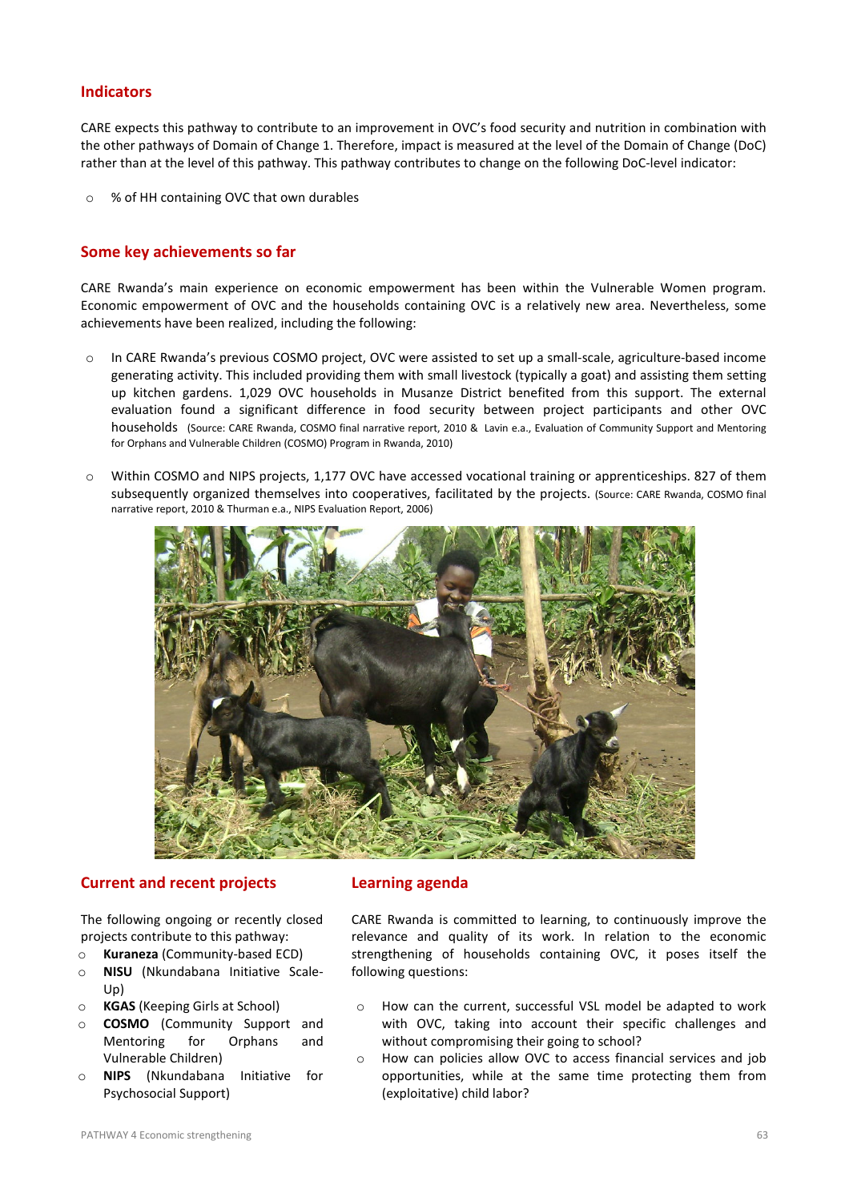## Indicators

CARE expects this pathway to contribute to an improvement in OVC's food security and nutrition in combination with the other pathways of Domain of Change 1. Therefore, impact is measured at the level of the Domain of Change (DoC) rather than at the level of this pathway. This pathway contributes to change on the following DoC-level indicator:

- % of HH containing OVC that own durables

## Some key achievements so far

CARE Rwanda's main experience on economic empowerment has been within the Vulnerable Women program. Economic empowerment of OVC and the households containing OVC is a relatively new area. Nevertheless, some achievements have been realized, including the following:

- In CARE Rwanda's previous COSMO project, OVC were assisted to set up a small-scale, agriculture-based income generating activity. This included providing them with small livestock (typically a goat) and assisting them setting up kitchen gardens. 1,029 OVC households in Musanze District benefited from this support. The external evaluation found a significant difference in food security between project participants and other OVC households (Source: CARE Rwanda, COSMO final narrative report, 2010 & Lavin e.a., Evaluation of Community Support and Mentoring for Orphans and Vulnerable Children (COSMO) Program in Rwanda, 2010)

- Within COSMO and NIPS projects, 1,177 OVC have accessed vocational training or apprenticeships. 827 of them subsequently organized themselves into cooperatives, facilitated by the projects. (Source: CARE Rwanda, COSMO final narrative report, 2010 & Thurman e.a., NIPS Evaluation Report, 2006)

## Current and recent projects

The following ongoing or recently closed projects contribute to this pathway:

- **Kuraneza** (Community-based ECD)
- **NISU** (Nkundabana Initiative Scale-Up)
- **KGAS** (Keeping Girls at School)
- **COSMO** (Community Support and Mentoring for Orphans and Vulnerable Children)
- **NIPS** (Nkundabana Initiative for Psychosocial Support)

## Learning agenda

CARE Rwanda is committed to learning, to continuously improve the relevance and quality of its work. In relation to the economic strengthening of households containing OVC, it poses itself the following questions:

- How can the current, successful VSL model be adapted to work with OVC, taking into account their specific challenges and without compromising their going to school?
- How can policies allow OVC to access financial services and job opportunities, while at the same time protecting them from (exploitative) child labor?